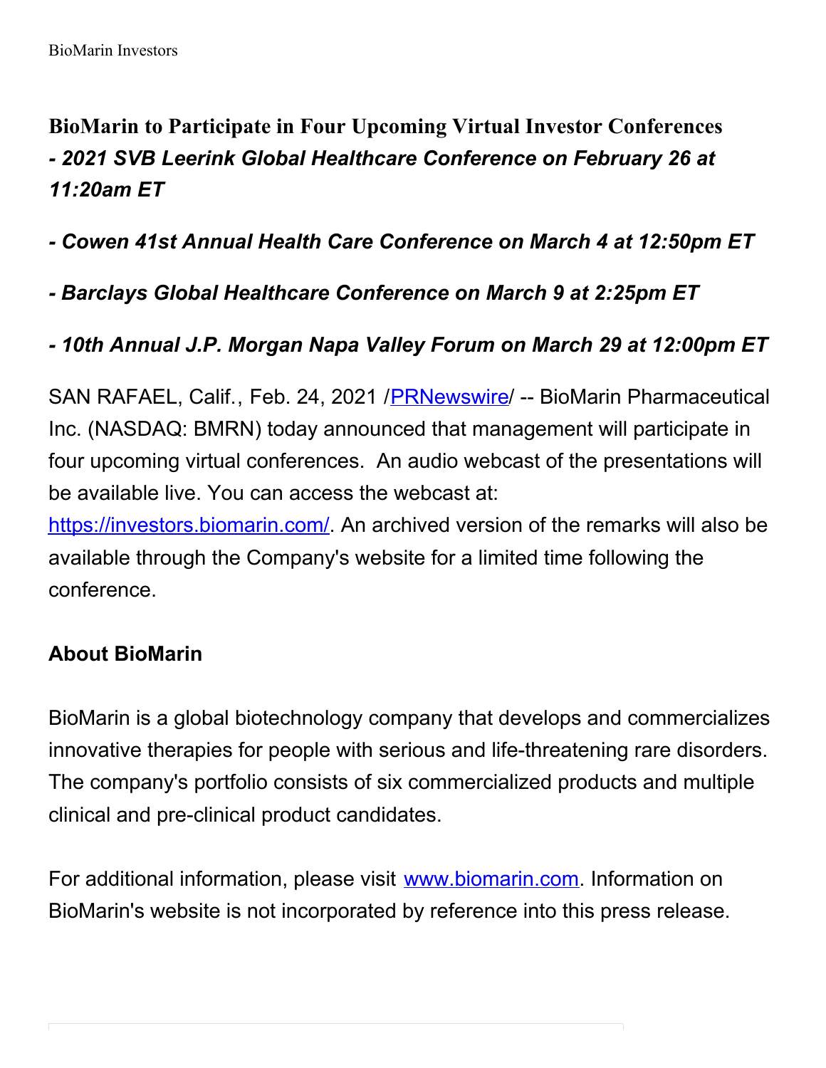# BioMarin to Participate in Four Upcoming Virtual Investor Conferences

***- 2021 SVB Leerink Global Healthcare Conference on February 26 at 11:20am ET***

***- Cowen 41st Annual Health Care Conference on March 4 at 12:50pm ET***

***- Barclays Global Healthcare Conference on March 9 at 2:25pm ET***

***- 10th Annual J.P. Morgan Napa Valley Forum on March 29 at 12:00pm ET***

SAN RAFAEL, Calif., Feb. 24, 2021 /PRNewswire/ -- BioMarin Pharmaceutical Inc. (NASDAQ: BMRN) today announced that management will participate in four upcoming virtual conferences.  An audio webcast of the presentations will be available live. You can access the webcast at: https://investors.biomarin.com/. An archived version of the remarks will also be available through the Company's website for a limited time following the conference.

## About BioMarin

BioMarin is a global biotechnology company that develops and commercializes innovative therapies for people with serious and life-threatening rare disorders. The company's portfolio consists of six commercialized products and multiple clinical and pre-clinical product candidates.

For additional information, please visit www.biomarin.com. Information on BioMarin's website is not incorporated by reference into this press release.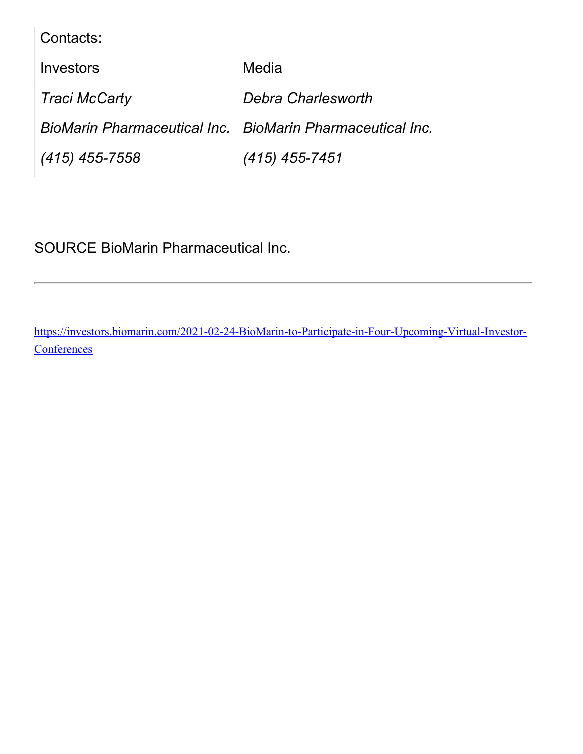Contacts:

| | |
|---|---|
| Investors | Media |
| *Traci McCarty* | *Debra Charlesworth* |
| *BioMarin Pharmaceutical Inc.* | *BioMarin Pharmaceutical Inc.* |
| *(415) 455-7558* | *(415) 455-7451* |

SOURCE BioMarin Pharmaceutical Inc.

---

https://investors.biomarin.com/2021-02-24-BioMarin-to-Participate-in-Four-Upcoming-Virtual-Investor-Conferences